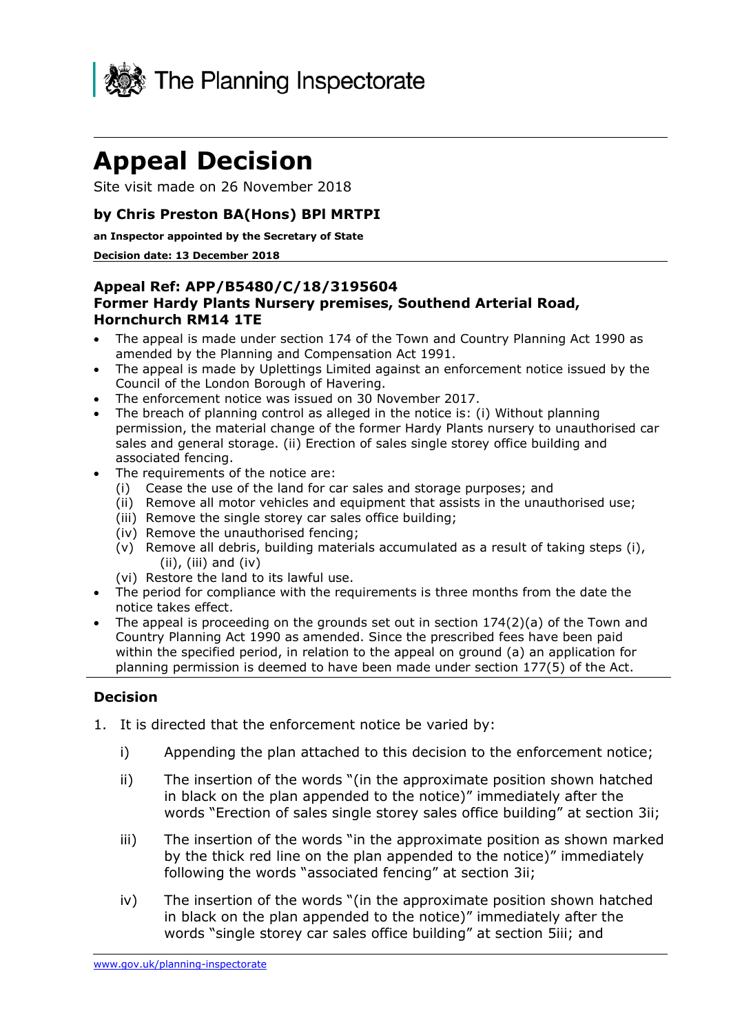The Planning Inspectorate

# Appeal Decision

Site visit made on 26 November 2018

**by Chris Preston BA(Hons) BPl MRTPI**

**an Inspector appointed by the Secretary of State**

**Decision date: 13 December 2018**

**Appeal Ref: APP/B5480/C/18/3195604**
**Former Hardy Plants Nursery premises, Southend Arterial Road, Hornchurch RM14 1TE**

- The appeal is made under section 174 of the Town and Country Planning Act 1990 as amended by the Planning and Compensation Act 1991.
- The appeal is made by Uplettings Limited against an enforcement notice issued by the Council of the London Borough of Havering.
- The enforcement notice was issued on 30 November 2017.
- The breach of planning control as alleged in the notice is: (i) Without planning permission, the material change of the former Hardy Plants nursery to unauthorised car sales and general storage. (ii) Erection of sales single storey office building and associated fencing.
- The requirements of the notice are:
  (i) Cease the use of the land for car sales and storage purposes; and
  (ii) Remove all motor vehicles and equipment that assists in the unauthorised use;
  (iii) Remove the single storey car sales office building;
  (iv) Remove the unauthorised fencing;
  (v) Remove all debris, building materials accumulated as a result of taking steps (i), (ii), (iii) and (iv)
  (vi) Restore the land to its lawful use.
- The period for compliance with the requirements is three months from the date the notice takes effect.
- The appeal is proceeding on the grounds set out in section 174(2)(a) of the Town and Country Planning Act 1990 as amended. Since the prescribed fees have been paid within the specified period, in relation to the appeal on ground (a) an application for planning permission is deemed to have been made under section 177(5) of the Act.

## Decision

1. It is directed that the enforcement notice be varied by:

   i) Appending the plan attached to this decision to the enforcement notice;

   ii) The insertion of the words "(in the approximate position shown hatched in black on the plan appended to the notice)" immediately after the words "Erection of sales single storey sales office building" at section 3ii;

   iii) The insertion of the words "in the approximate position as shown marked by the thick red line on the plan appended to the notice)" immediately following the words "associated fencing" at section 3ii;

   iv) The insertion of the words "(in the approximate position shown hatched in black on the plan appended to the notice)" immediately after the words "single storey car sales office building" at section 5iii; and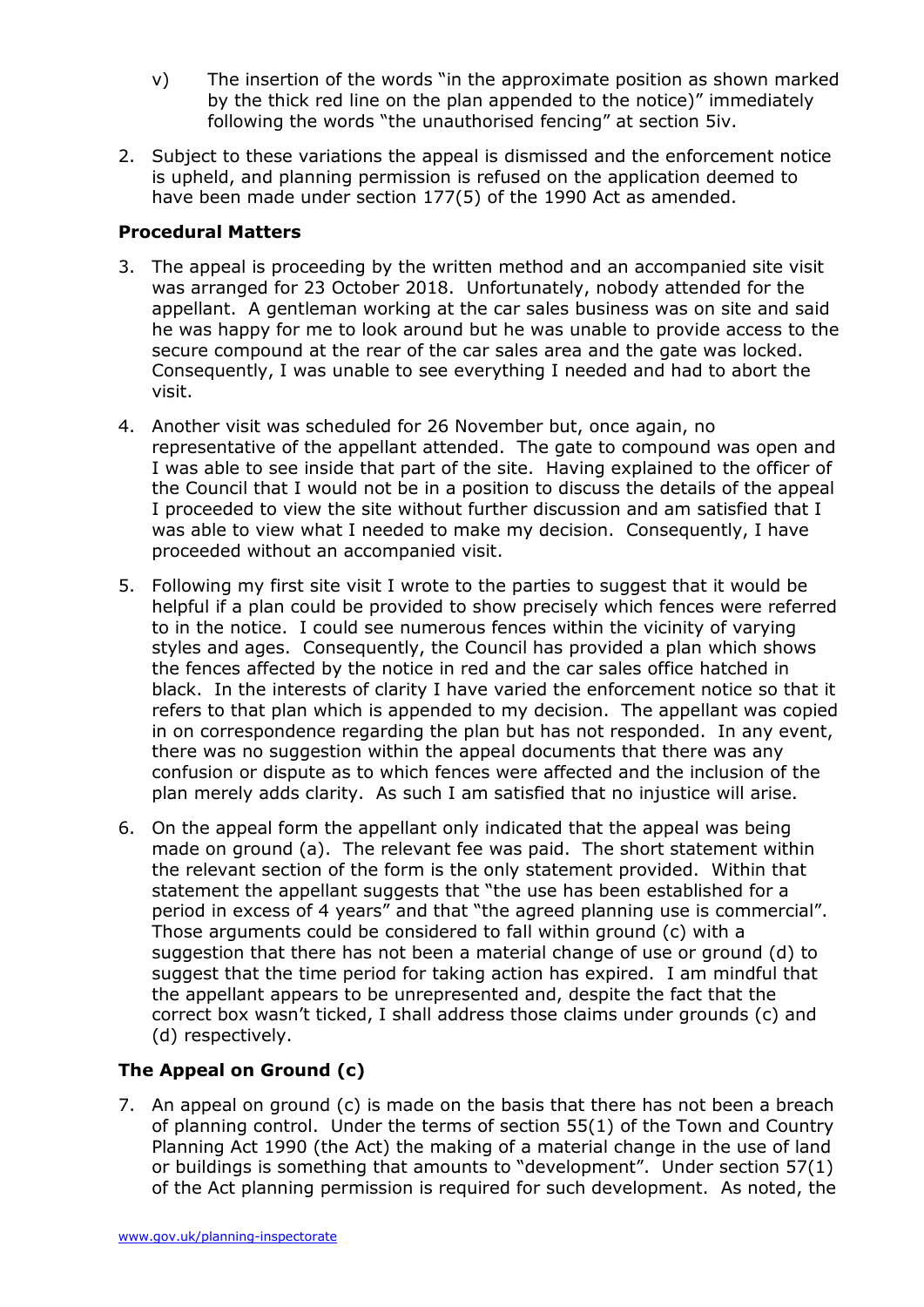v) The insertion of the words "in the approximate position as shown marked by the thick red line on the plan appended to the notice)" immediately following the words "the unauthorised fencing" at section 5iv.

2. Subject to these variations the appeal is dismissed and the enforcement notice is upheld, and planning permission is refused on the application deemed to have been made under section 177(5) of the 1990 Act as amended.

**Procedural Matters**

3. The appeal is proceeding by the written method and an accompanied site visit was arranged for 23 October 2018. Unfortunately, nobody attended for the appellant. A gentleman working at the car sales business was on site and said he was happy for me to look around but he was unable to provide access to the secure compound at the rear of the car sales area and the gate was locked. Consequently, I was unable to see everything I needed and had to abort the visit.

4. Another visit was scheduled for 26 November but, once again, no representative of the appellant attended. The gate to compound was open and I was able to see inside that part of the site. Having explained to the officer of the Council that I would not be in a position to discuss the details of the appeal I proceeded to view the site without further discussion and am satisfied that I was able to view what I needed to make my decision. Consequently, I have proceeded without an accompanied visit.

5. Following my first site visit I wrote to the parties to suggest that it would be helpful if a plan could be provided to show precisely which fences were referred to in the notice. I could see numerous fences within the vicinity of varying styles and ages. Consequently, the Council has provided a plan which shows the fences affected by the notice in red and the car sales office hatched in black. In the interests of clarity I have varied the enforcement notice so that it refers to that plan which is appended to my decision. The appellant was copied in on correspondence regarding the plan but has not responded. In any event, there was no suggestion within the appeal documents that there was any confusion or dispute as to which fences were affected and the inclusion of the plan merely adds clarity. As such I am satisfied that no injustice will arise.

6. On the appeal form the appellant only indicated that the appeal was being made on ground (a). The relevant fee was paid. The short statement within the relevant section of the form is the only statement provided. Within that statement the appellant suggests that "the use has been established for a period in excess of 4 years" and that "the agreed planning use is commercial". Those arguments could be considered to fall within ground (c) with a suggestion that there has not been a material change of use or ground (d) to suggest that the time period for taking action has expired. I am mindful that the appellant appears to be unrepresented and, despite the fact that the correct box wasn't ticked, I shall address those claims under grounds (c) and (d) respectively.

**The Appeal on Ground (c)**

7. An appeal on ground (c) is made on the basis that there has not been a breach of planning control. Under the terms of section 55(1) of the Town and Country Planning Act 1990 (the Act) the making of a material change in the use of land or buildings is something that amounts to "development". Under section 57(1) of the Act planning permission is required for such development. As noted, the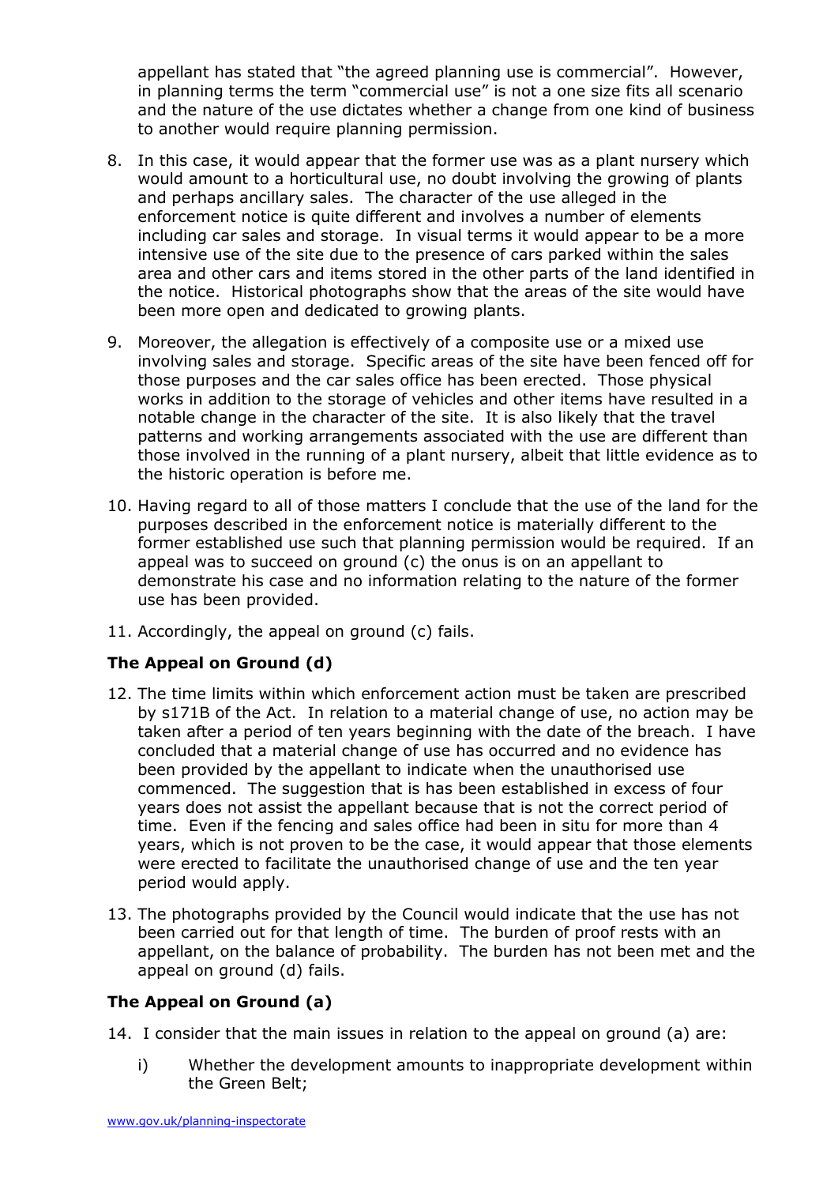appellant has stated that "the agreed planning use is commercial". However, in planning terms the term "commercial use" is not a one size fits all scenario and the nature of the use dictates whether a change from one kind of business to another would require planning permission.

8. In this case, it would appear that the former use was as a plant nursery which would amount to a horticultural use, no doubt involving the growing of plants and perhaps ancillary sales. The character of the use alleged in the enforcement notice is quite different and involves a number of elements including car sales and storage. In visual terms it would appear to be a more intensive use of the site due to the presence of cars parked within the sales area and other cars and items stored in the other parts of the land identified in the notice. Historical photographs show that the areas of the site would have been more open and dedicated to growing plants.

9. Moreover, the allegation is effectively of a composite use or a mixed use involving sales and storage. Specific areas of the site have been fenced off for those purposes and the car sales office has been erected. Those physical works in addition to the storage of vehicles and other items have resulted in a notable change in the character of the site. It is also likely that the travel patterns and working arrangements associated with the use are different than those involved in the running of a plant nursery, albeit that little evidence as to the historic operation is before me.

10. Having regard to all of those matters I conclude that the use of the land for the purposes described in the enforcement notice is materially different to the former established use such that planning permission would be required. If an appeal was to succeed on ground (c) the onus is on an appellant to demonstrate his case and no information relating to the nature of the former use has been provided.

11. Accordingly, the appeal on ground (c) fails.

**The Appeal on Ground (d)**

12. The time limits within which enforcement action must be taken are prescribed by s171B of the Act. In relation to a material change of use, no action may be taken after a period of ten years beginning with the date of the breach. I have concluded that a material change of use has occurred and no evidence has been provided by the appellant to indicate when the unauthorised use commenced. The suggestion that is has been established in excess of four years does not assist the appellant because that is not the correct period of time. Even if the fencing and sales office had been in situ for more than 4 years, which is not proven to be the case, it would appear that those elements were erected to facilitate the unauthorised change of use and the ten year period would apply.

13. The photographs provided by the Council would indicate that the use has not been carried out for that length of time. The burden of proof rests with an appellant, on the balance of probability. The burden has not been met and the appeal on ground (d) fails.

**The Appeal on Ground (a)**

14. I consider that the main issues in relation to the appeal on ground (a) are:

    i) Whether the development amounts to inappropriate development within the Green Belt;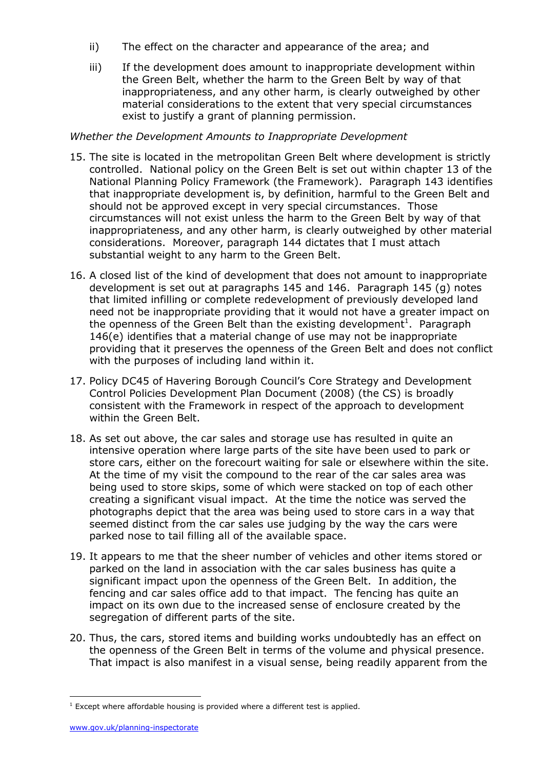ii) The effect on the character and appearance of the area; and

iii) If the development does amount to inappropriate development within the Green Belt, whether the harm to the Green Belt by way of that inappropriateness, and any other harm, is clearly outweighed by other material considerations to the extent that very special circumstances exist to justify a grant of planning permission.

*Whether the Development Amounts to Inappropriate Development*

15. The site is located in the metropolitan Green Belt where development is strictly controlled. National policy on the Green Belt is set out within chapter 13 of the National Planning Policy Framework (the Framework). Paragraph 143 identifies that inappropriate development is, by definition, harmful to the Green Belt and should not be approved except in very special circumstances. Those circumstances will not exist unless the harm to the Green Belt by way of that inappropriateness, and any other harm, is clearly outweighed by other material considerations. Moreover, paragraph 144 dictates that I must attach substantial weight to any harm to the Green Belt.

16. A closed list of the kind of development that does not amount to inappropriate development is set out at paragraphs 145 and 146. Paragraph 145 (g) notes that limited infilling or complete redevelopment of previously developed land need not be inappropriate providing that it would not have a greater impact on the openness of the Green Belt than the existing development[1]. Paragraph 146(e) identifies that a material change of use may not be inappropriate providing that it preserves the openness of the Green Belt and does not conflict with the purposes of including land within it.

17. Policy DC45 of Havering Borough Council's Core Strategy and Development Control Policies Development Plan Document (2008) (the CS) is broadly consistent with the Framework in respect of the approach to development within the Green Belt.

18. As set out above, the car sales and storage use has resulted in quite an intensive operation where large parts of the site have been used to park or store cars, either on the forecourt waiting for sale or elsewhere within the site. At the time of my visit the compound to the rear of the car sales area was being used to store skips, some of which were stacked on top of each other creating a significant visual impact. At the time the notice was served the photographs depict that the area was being used to store cars in a way that seemed distinct from the car sales use judging by the way the cars were parked nose to tail filling all of the available space.

19. It appears to me that the sheer number of vehicles and other items stored or parked on the land in association with the car sales business has quite a significant impact upon the openness of the Green Belt. In addition, the fencing and car sales office add to that impact. The fencing has quite an impact on its own due to the increased sense of enclosure created by the segregation of different parts of the site.

20. Thus, the cars, stored items and building works undoubtedly has an effect on the openness of the Green Belt in terms of the volume and physical presence. That impact is also manifest in a visual sense, being readily apparent from the

[1] Except where affordable housing is provided where a different test is applied.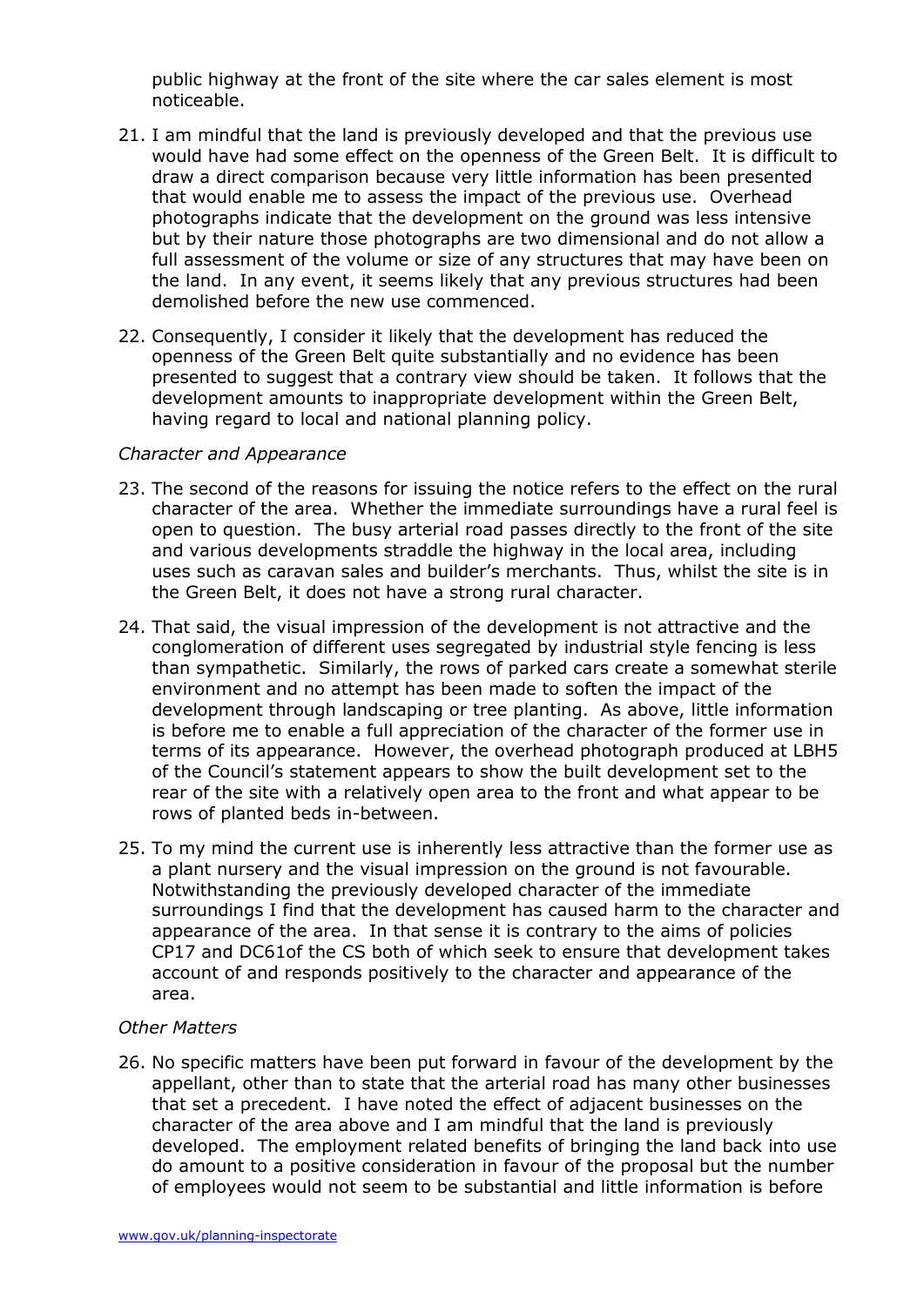public highway at the front of the site where the car sales element is most noticeable.

21. I am mindful that the land is previously developed and that the previous use would have had some effect on the openness of the Green Belt. It is difficult to draw a direct comparison because very little information has been presented that would enable me to assess the impact of the previous use. Overhead photographs indicate that the development on the ground was less intensive but by their nature those photographs are two dimensional and do not allow a full assessment of the volume or size of any structures that may have been on the land. In any event, it seems likely that any previous structures had been demolished before the new use commenced.

22. Consequently, I consider it likely that the development has reduced the openness of the Green Belt quite substantially and no evidence has been presented to suggest that a contrary view should be taken. It follows that the development amounts to inappropriate development within the Green Belt, having regard to local and national planning policy.

*Character and Appearance*

23. The second of the reasons for issuing the notice refers to the effect on the rural character of the area. Whether the immediate surroundings have a rural feel is open to question. The busy arterial road passes directly to the front of the site and various developments straddle the highway in the local area, including uses such as caravan sales and builder's merchants. Thus, whilst the site is in the Green Belt, it does not have a strong rural character.

24. That said, the visual impression of the development is not attractive and the conglomeration of different uses segregated by industrial style fencing is less than sympathetic. Similarly, the rows of parked cars create a somewhat sterile environment and no attempt has been made to soften the impact of the development through landscaping or tree planting. As above, little information is before me to enable a full appreciation of the character of the former use in terms of its appearance. However, the overhead photograph produced at LBH5 of the Council's statement appears to show the built development set to the rear of the site with a relatively open area to the front and what appear to be rows of planted beds in-between.

25. To my mind the current use is inherently less attractive than the former use as a plant nursery and the visual impression on the ground is not favourable. Notwithstanding the previously developed character of the immediate surroundings I find that the development has caused harm to the character and appearance of the area. In that sense it is contrary to the aims of policies CP17 and DC61of the CS both of which seek to ensure that development takes account of and responds positively to the character and appearance of the area.

*Other Matters*

26. No specific matters have been put forward in favour of the development by the appellant, other than to state that the arterial road has many other businesses that set a precedent. I have noted the effect of adjacent businesses on the character of the area above and I am mindful that the land is previously developed. The employment related benefits of bringing the land back into use do amount to a positive consideration in favour of the proposal but the number of employees would not seem to be substantial and little information is before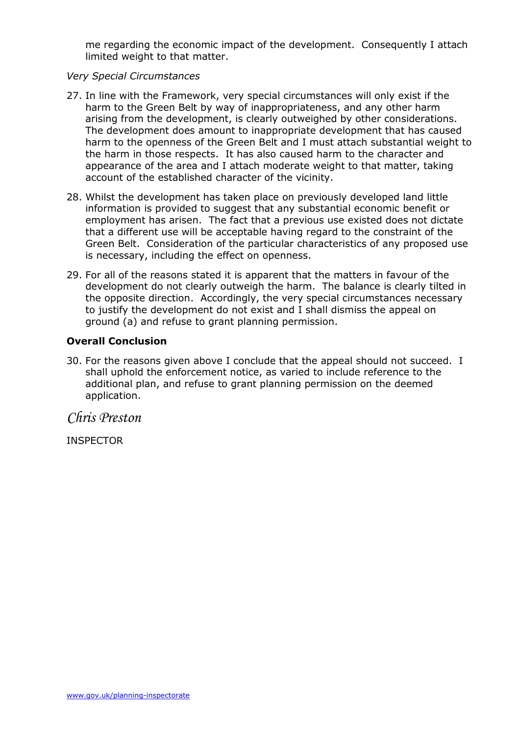me regarding the economic impact of the development. Consequently I attach limited weight to that matter.

*Very Special Circumstances*

27. In line with the Framework, very special circumstances will only exist if the harm to the Green Belt by way of inappropriateness, and any other harm arising from the development, is clearly outweighed by other considerations. The development does amount to inappropriate development that has caused harm to the openness of the Green Belt and I must attach substantial weight to the harm in those respects. It has also caused harm to the character and appearance of the area and I attach moderate weight to that matter, taking account of the established character of the vicinity.

28. Whilst the development has taken place on previously developed land little information is provided to suggest that any substantial economic benefit or employment has arisen. The fact that a previous use existed does not dictate that a different use will be acceptable having regard to the constraint of the Green Belt. Consideration of the particular characteristics of any proposed use is necessary, including the effect on openness.

29. For all of the reasons stated it is apparent that the matters in favour of the development do not clearly outweigh the harm. The balance is clearly tilted in the opposite direction. Accordingly, the very special circumstances necessary to justify the development do not exist and I shall dismiss the appeal on ground (a) and refuse to grant planning permission.

**Overall Conclusion**

30. For the reasons given above I conclude that the appeal should not succeed. I shall uphold the enforcement notice, as varied to include reference to the additional plan, and refuse to grant planning permission on the deemed application.

*Chris Preston*

INSPECTOR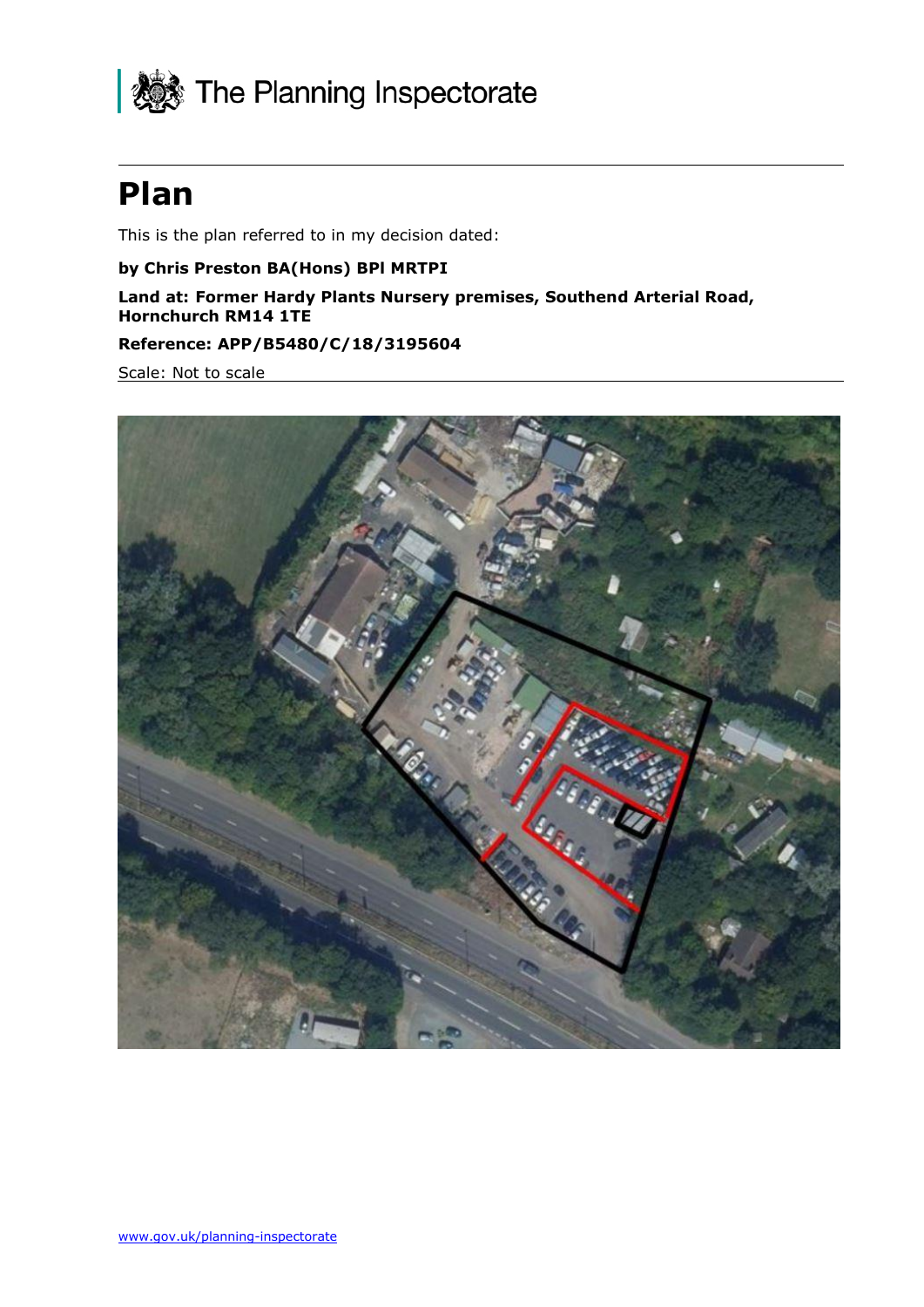# Plan

This is the plan referred to in my decision dated:

**by Chris Preston BA(Hons) BPl MRTPI**

**Land at: Former Hardy Plants Nursery premises, Southend Arterial Road, Hornchurch RM14 1TE**

**Reference: APP/B5480/C/18/3195604**

Scale: Not to scale